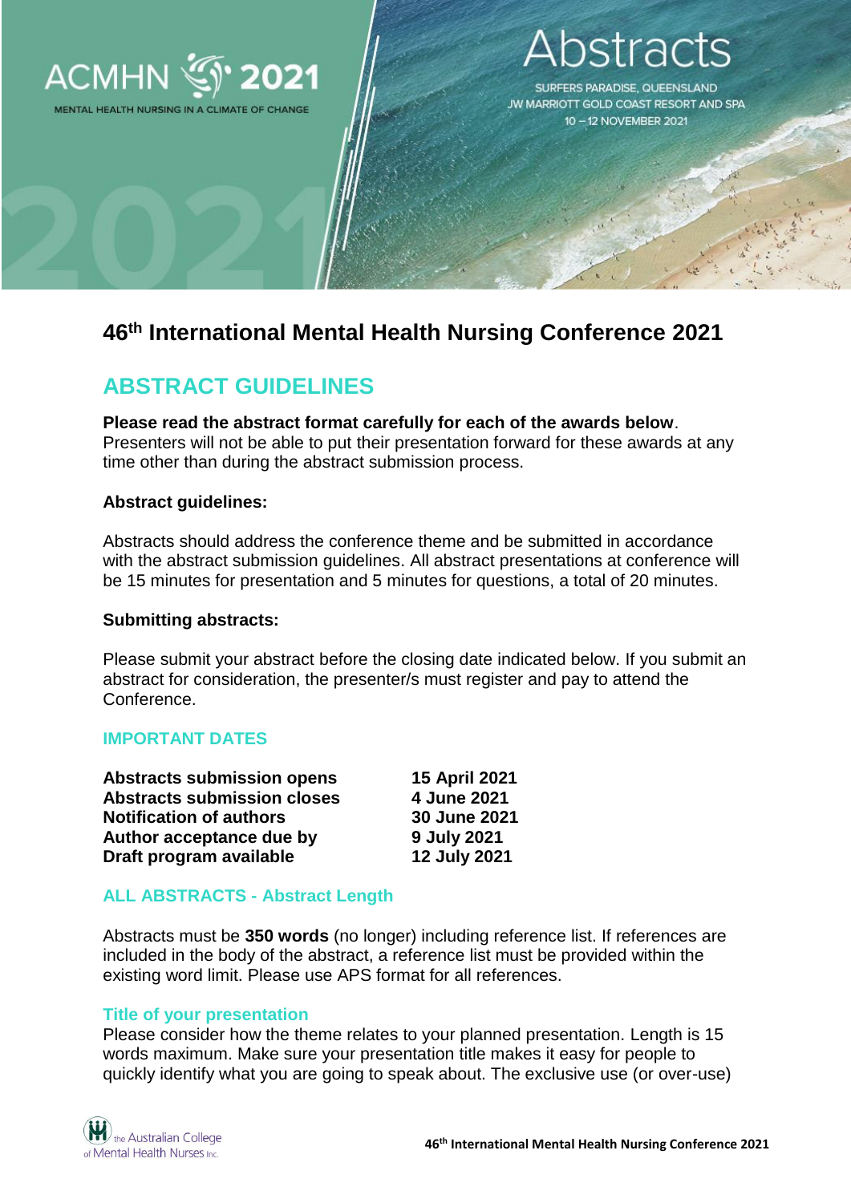ACMHN 2021

MENTAL HEALTH NURSING IN A CLIMATE OF CHANGE

# Abstracts

SURFERS PARADISE, QUEENSLAND
JW MARRIOTT GOLD COAST RESORT AND SPA
10 – 12 NOVEMBER 2021

# 46th International Mental Health Nursing Conference 2021

## ABSTRACT GUIDELINES

**Please read the abstract format carefully for each of the awards below**. Presenters will not be able to put their presentation forward for these awards at any time other than during the abstract submission process.

**Abstract guidelines:**

Abstracts should address the conference theme and be submitted in accordance with the abstract submission guidelines. All abstract presentations at conference will be 15 minutes for presentation and 5 minutes for questions, a total of 20 minutes.

**Submitting abstracts:**

Please submit your abstract before the closing date indicated below. If you submit an abstract for consideration, the presenter/s must register and pay to attend the Conference.

### IMPORTANT DATES

| | |
|---|---|
| **Abstracts submission opens** | **15 April 2021** |
| **Abstracts submission closes** | **4 June 2021** |
| **Notification of authors** | **30 June 2021** |
| **Author acceptance due by** | **9 July 2021** |
| **Draft program available** | **12 July 2021** |

### ALL ABSTRACTS - Abstract Length

Abstracts must be **350 words** (no longer) including reference list. If references are included in the body of the abstract, a reference list must be provided within the existing word limit. Please use APS format for all references.

### Title of your presentation

Please consider how the theme relates to your planned presentation. Length is 15 words maximum. Make sure your presentation title makes it easy for people to quickly identify what you are going to speak about. The exclusive use (or over-use)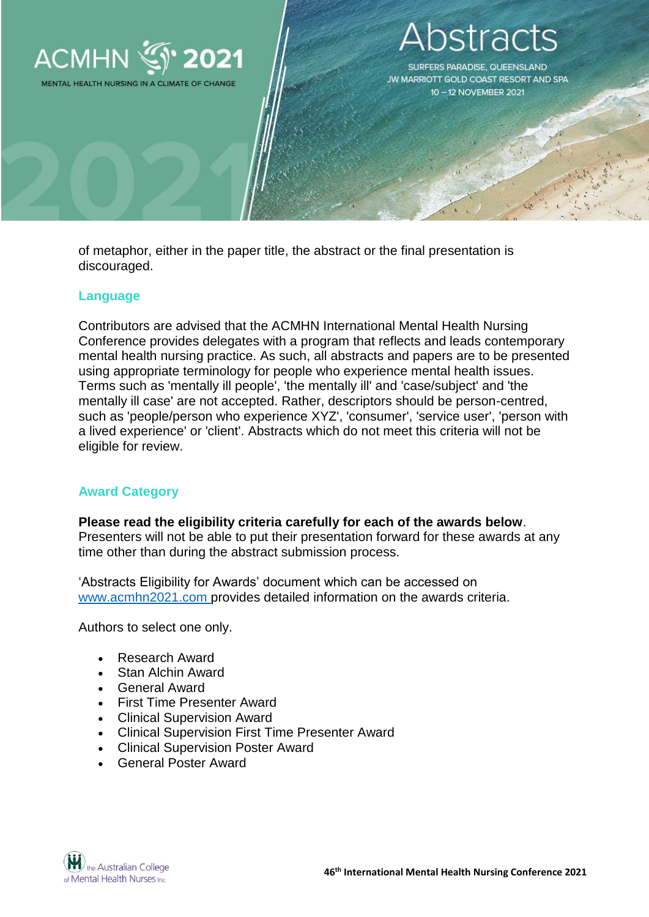of metaphor, either in the paper title, the abstract or the final presentation is discouraged.

## Language

Contributors are advised that the ACMHN International Mental Health Nursing Conference provides delegates with a program that reflects and leads contemporary mental health nursing practice. As such, all abstracts and papers are to be presented using appropriate terminology for people who experience mental health issues. Terms such as 'mentally ill people', 'the mentally ill' and 'case/subject' and 'the mentally ill case' are not accepted. Rather, descriptors should be person-centred, such as 'people/person who experience XYZ', 'consumer', 'service user', 'person with a lived experience' or 'client'. Abstracts which do not meet this criteria will not be eligible for review.

## Award Category

**Please read the eligibility criteria carefully for each of the awards below**. Presenters will not be able to put their presentation forward for these awards at any time other than during the abstract submission process.

'Abstracts Eligibility for Awards' document which can be accessed on www.acmhn2021.com provides detailed information on the awards criteria.

Authors to select one only.

- Research Award
- Stan Alchin Award
- General Award
- First Time Presenter Award
- Clinical Supervision Award
- Clinical Supervision First Time Presenter Award
- Clinical Supervision Poster Award
- General Poster Award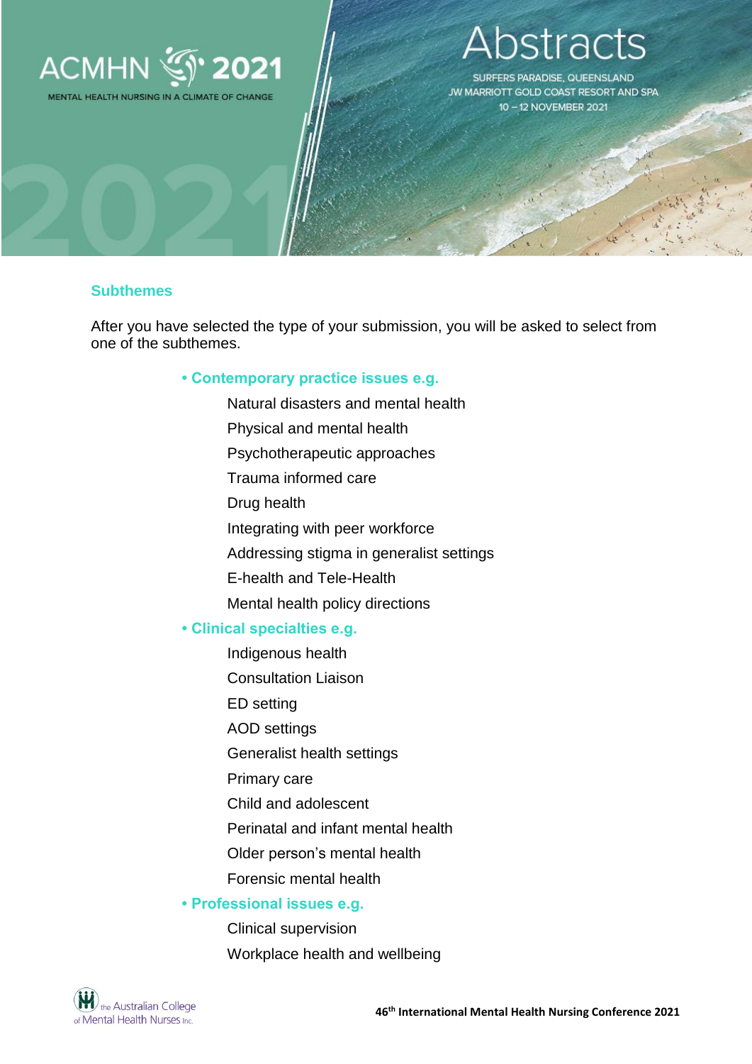## Subthemes

After you have selected the type of your submission, you will be asked to select from one of the subthemes.

- **Contemporary practice issues e.g.**
  - Natural disasters and mental health
  - Physical and mental health
  - Psychotherapeutic approaches
  - Trauma informed care
  - Drug health
  - Integrating with peer workforce
  - Addressing stigma in generalist settings
  - E-health and Tele-Health
  - Mental health policy directions
- **Clinical specialties e.g.**
  - Indigenous health
  - Consultation Liaison
  - ED setting
  - AOD settings
  - Generalist health settings
  - Primary care
  - Child and adolescent
  - Perinatal and infant mental health
  - Older person's mental health
  - Forensic mental health
- **Professional issues e.g.**
  - Clinical supervision
  - Workplace health and wellbeing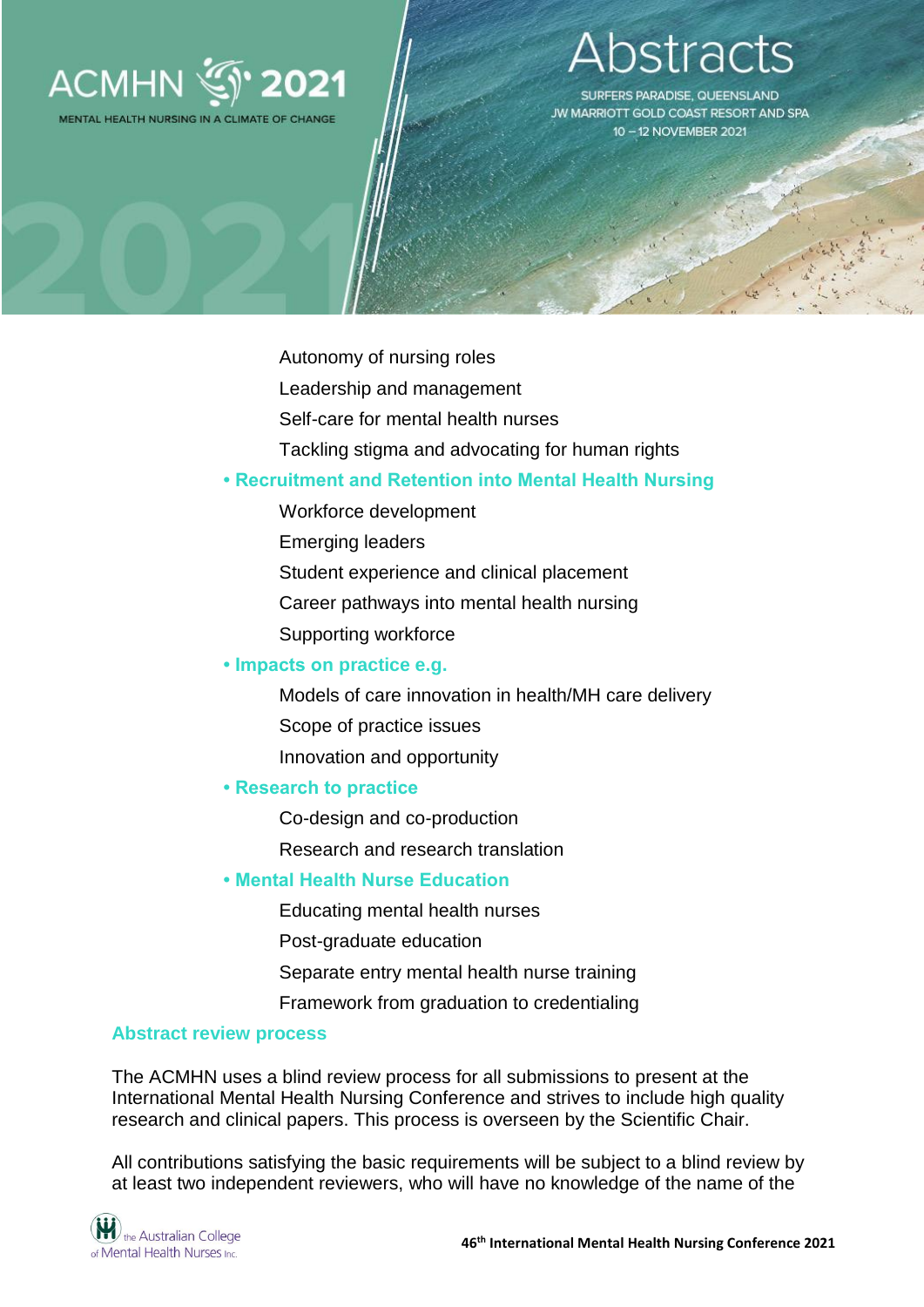- Autonomy of nursing roles
- Leadership and management
- Self-care for mental health nurses
- Tackling stigma and advocating for human rights

**• Recruitment and Retention into Mental Health Nursing**

- Workforce development
- Emerging leaders
- Student experience and clinical placement
- Career pathways into mental health nursing
- Supporting workforce

**• Impacts on practice e.g.**

- Models of care innovation in health/MH care delivery
- Scope of practice issues
- Innovation and opportunity

**• Research to practice**

- Co-design and co-production
- Research and research translation

**• Mental Health Nurse Education**

- Educating mental health nurses
- Post-graduate education
- Separate entry mental health nurse training
- Framework from graduation to credentialing

## Abstract review process

The ACMHN uses a blind review process for all submissions to present at the International Mental Health Nursing Conference and strives to include high quality research and clinical papers. This process is overseen by the Scientific Chair.

All contributions satisfying the basic requirements will be subject to a blind review by at least two independent reviewers, who will have no knowledge of the name of the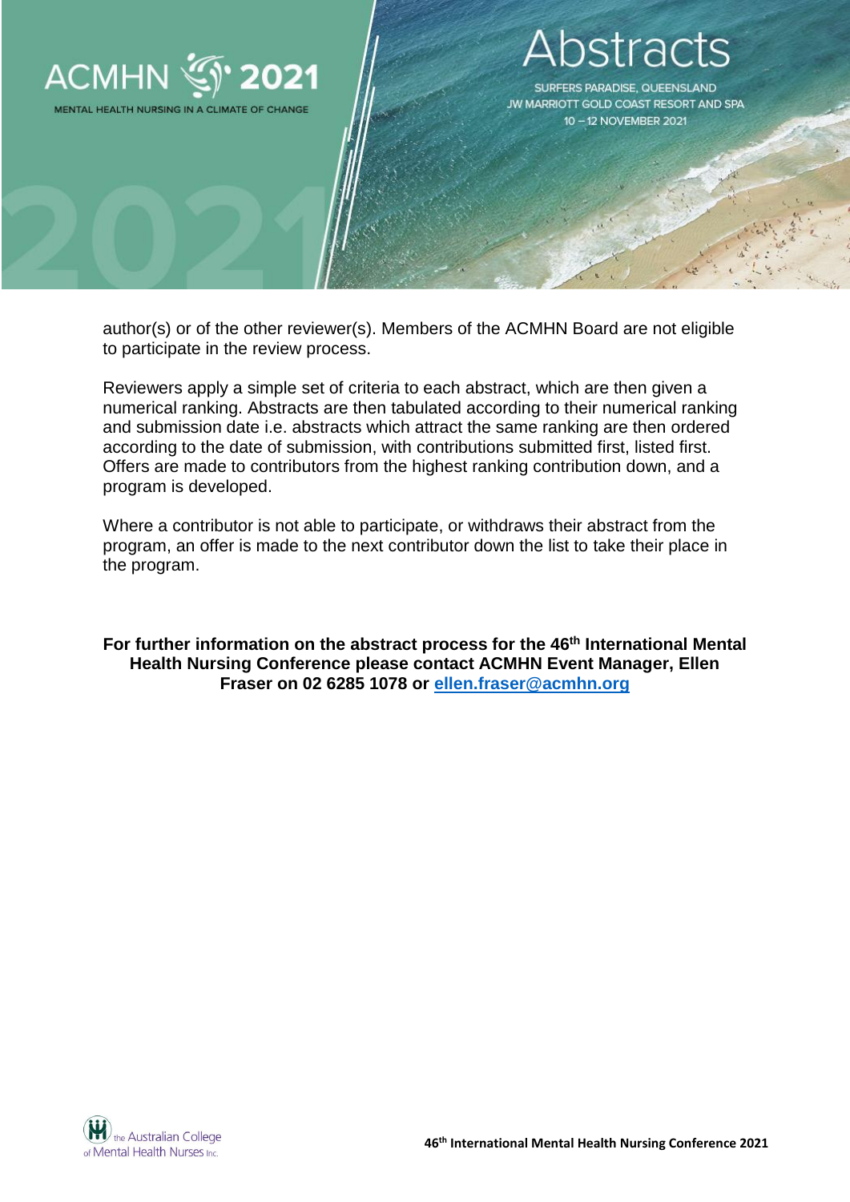author(s) or of the other reviewer(s). Members of the ACMHN Board are not eligible to participate in the review process.

Reviewers apply a simple set of criteria to each abstract, which are then given a numerical ranking. Abstracts are then tabulated according to their numerical ranking and submission date i.e. abstracts which attract the same ranking are then ordered according to the date of submission, with contributions submitted first, listed first. Offers are made to contributors from the highest ranking contribution down, and a program is developed.

Where a contributor is not able to participate, or withdraws their abstract from the program, an offer is made to the next contributor down the list to take their place in the program.

**For further information on the abstract process for the 46th International Mental Health Nursing Conference please contact ACMHN Event Manager, Ellen Fraser on 02 6285 1078 or ellen.fraser@acmhn.org**